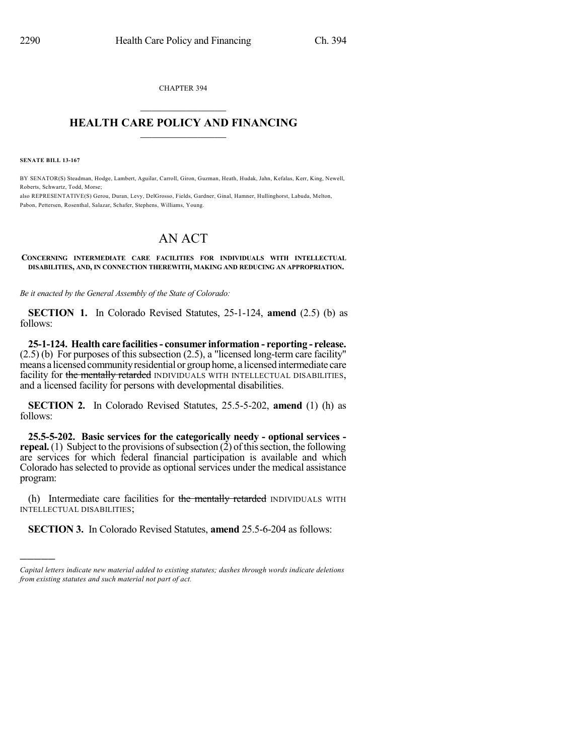CHAPTER 394

# HEALTH CARE POLICY AND FINANCING

**SENATE BILL 13-167**

BY SENATOR(S) Steadman, Hodge, Lambert, Aguilar, Carroll, Giron, Guzman, Heath, Hudak, Jahn, Kefalas, Kerr, King, Newell, Roberts, Schwartz, Todd, Morse;
also REPRESENTATIVE(S) Gerou, Duran, Levy, DelGrosso, Fields, Gardner, Ginal, Hamner, Hullinghorst, Labuda, Melton, Pabon, Pettersen, Rosenthal, Salazar, Schafer, Stephens, Williams, Young.

# AN ACT

**CONCERNING INTERMEDIATE CARE FACILITIES FOR INDIVIDUALS WITH INTELLECTUAL DISABILITIES, AND, IN CONNECTION THEREWITH, MAKING AND REDUCING AN APPROPRIATION.**

*Be it enacted by the General Assembly of the State of Colorado:*

**SECTION 1.** In Colorado Revised Statutes, 25-1-124, **amend** (2.5) (b) as follows:

**25-1-124. Health care facilities - consumer information - reporting - release.** (2.5) (b) For purposes of this subsection (2.5), a "licensed long-term care facility" means a licensed community residential or group home, a licensed intermediate care facility for ~~the mentally retarded~~ INDIVIDUALS WITH INTELLECTUAL DISABILITIES, and a licensed facility for persons with developmental disabilities.

**SECTION 2.** In Colorado Revised Statutes, 25.5-5-202, **amend** (1) (h) as follows:

**25.5-5-202. Basic services for the categorically needy - optional services - repeal.** (1) Subject to the provisions of subsection (2) of this section, the following are services for which federal financial participation is available and which Colorado has selected to provide as optional services under the medical assistance program:

(h) Intermediate care facilities for ~~the mentally retarded~~ INDIVIDUALS WITH INTELLECTUAL DISABILITIES;

**SECTION 3.** In Colorado Revised Statutes, **amend** 25.5-6-204 as follows:

*Capital letters indicate new material added to existing statutes; dashes through words indicate deletions from existing statutes and such material not part of act.*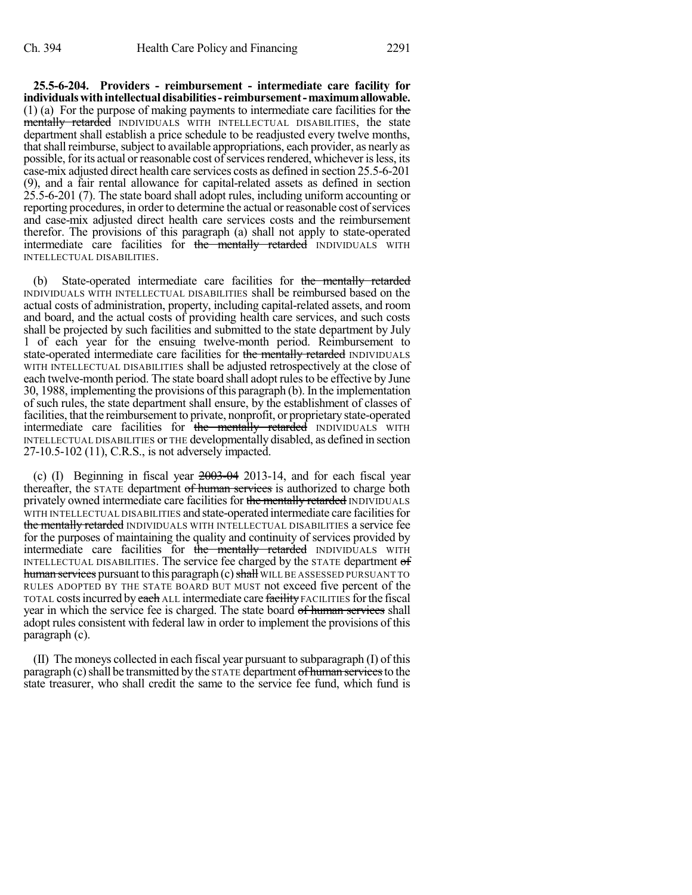**25.5-6-204. Providers - reimbursement - intermediate care facility for individuals with intellectual disabilities - reimbursement - maximum allowable.** (1) (a) For the purpose of making payments to intermediate care facilities for ~~the mentally retarded~~ INDIVIDUALS WITH INTELLECTUAL DISABILITIES, the state department shall establish a price schedule to be readjusted every twelve months, that shall reimburse, subject to available appropriations, each provider, as nearly as possible, for its actual or reasonable cost of services rendered, whichever is less, its case-mix adjusted direct health care services costs as defined in section 25.5-6-201 (9), and a fair rental allowance for capital-related assets as defined in section 25.5-6-201 (7). The state board shall adopt rules, including uniform accounting or reporting procedures, in order to determine the actual or reasonable cost of services and case-mix adjusted direct health care services costs and the reimbursement therefor. The provisions of this paragraph (a) shall not apply to state-operated intermediate care facilities for ~~the mentally retarded~~ INDIVIDUALS WITH INTELLECTUAL DISABILITIES.

(b) State-operated intermediate care facilities for ~~the mentally retarded~~ INDIVIDUALS WITH INTELLECTUAL DISABILITIES shall be reimbursed based on the actual costs of administration, property, including capital-related assets, and room and board, and the actual costs of providing health care services, and such costs shall be projected by such facilities and submitted to the state department by July 1 of each year for the ensuing twelve-month period. Reimbursement to state-operated intermediate care facilities for ~~the mentally retarded~~ INDIVIDUALS WITH INTELLECTUAL DISABILITIES shall be adjusted retrospectively at the close of each twelve-month period. The state board shall adopt rules to be effective by June 30, 1988, implementing the provisions of this paragraph (b). In the implementation of such rules, the state department shall ensure, by the establishment of classes of facilities, that the reimbursement to private, nonprofit, or proprietary state-operated intermediate care facilities for ~~the mentally retarded~~ INDIVIDUALS WITH INTELLECTUAL DISABILITIES or THE developmentally disabled, as defined in section 27-10.5-102 (11), C.R.S., is not adversely impacted.

(c) (I) Beginning in fiscal year ~~2003-04~~ 2013-14, and for each fiscal year thereafter, the STATE department ~~of human services~~ is authorized to charge both privately owned intermediate care facilities for ~~the mentally retarded~~ INDIVIDUALS WITH INTELLECTUAL DISABILITIES and state-operated intermediate care facilities for ~~the mentally retarded~~ INDIVIDUALS WITH INTELLECTUAL DISABILITIES a service fee for the purposes of maintaining the quality and continuity of services provided by intermediate care facilities for ~~the mentally retarded~~ INDIVIDUALS WITH INTELLECTUAL DISABILITIES. The service fee charged by the STATE department ~~of human services~~ pursuant to this paragraph (c) ~~shall~~ WILL BE ASSESSED PURSUANT TO RULES ADOPTED BY THE STATE BOARD BUT MUST not exceed five percent of the TOTAL costs incurred by ~~each~~ ALL intermediate care ~~facility~~ FACILITIES for the fiscal year in which the service fee is charged. The state board ~~of human services~~ shall adopt rules consistent with federal law in order to implement the provisions of this paragraph (c).

(II) The moneys collected in each fiscal year pursuant to subparagraph (I) of this paragraph (c) shall be transmitted by the STATE department ~~of human services~~ to the state treasurer, who shall credit the same to the service fee fund, which fund is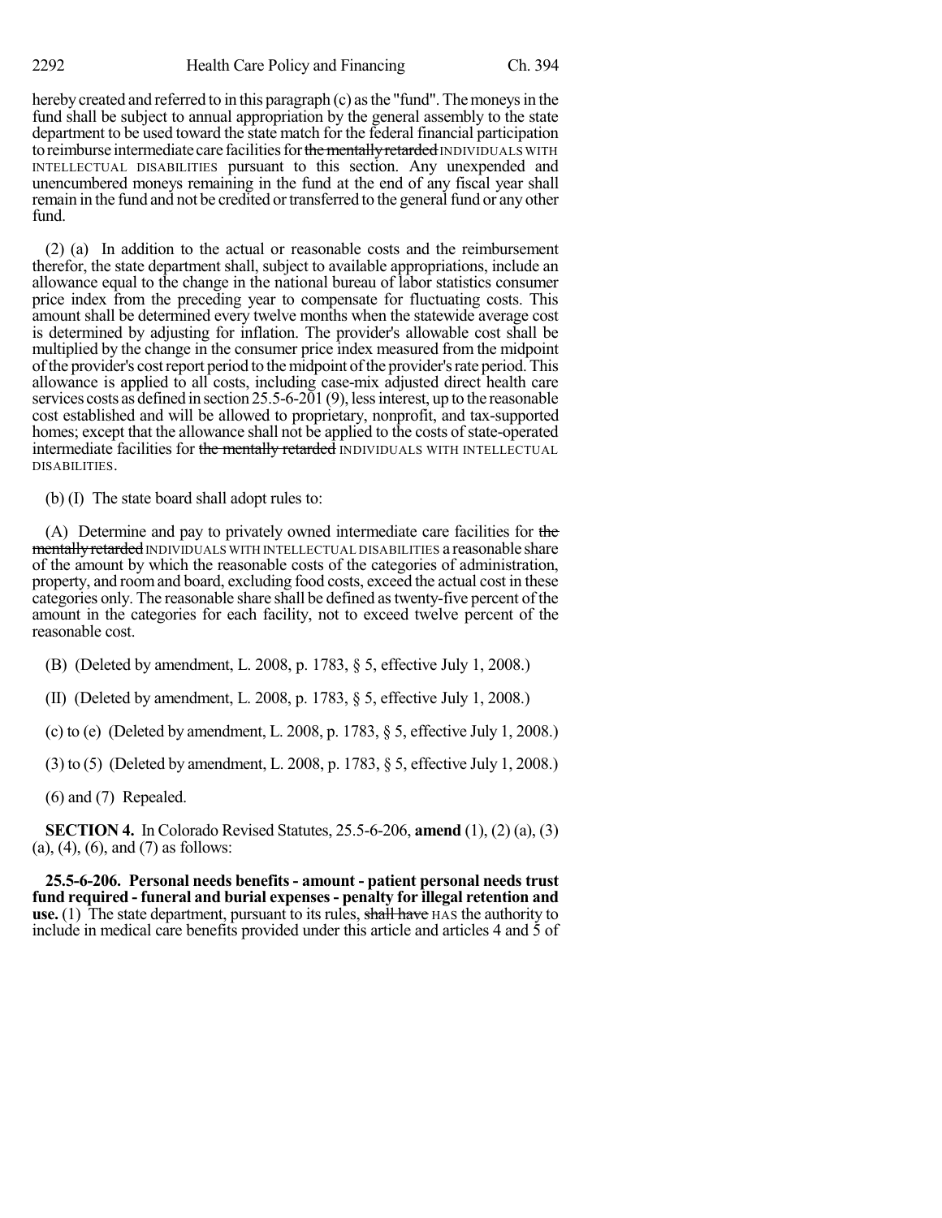hereby created and referred to in this paragraph (c) as the "fund". The moneys in the fund shall be subject to annual appropriation by the general assembly to the state department to be used toward the state match for the federal financial participation to reimburse intermediate care facilities for ~~the mentally retarded~~ INDIVIDUALS WITH INTELLECTUAL DISABILITIES pursuant to this section. Any unexpended and unencumbered moneys remaining in the fund at the end of any fiscal year shall remain in the fund and not be credited or transferred to the general fund or any other fund.

(2) (a) In addition to the actual or reasonable costs and the reimbursement therefor, the state department shall, subject to available appropriations, include an allowance equal to the change in the national bureau of labor statistics consumer price index from the preceding year to compensate for fluctuating costs. This amount shall be determined every twelve months when the statewide average cost is determined by adjusting for inflation. The provider's allowable cost shall be multiplied by the change in the consumer price index measured from the midpoint of the provider's cost report period to the midpoint of the provider's rate period. This allowance is applied to all costs, including case-mix adjusted direct health care services costs as defined in section 25.5-6-201 (9), less interest, up to the reasonable cost established and will be allowed to proprietary, nonprofit, and tax-supported homes; except that the allowance shall not be applied to the costs of state-operated intermediate facilities for ~~the mentally retarded~~ INDIVIDUALS WITH INTELLECTUAL DISABILITIES.

(b) (I) The state board shall adopt rules to:

(A) Determine and pay to privately owned intermediate care facilities for ~~the mentally retarded~~ INDIVIDUALS WITH INTELLECTUAL DISABILITIES a reasonable share of the amount by which the reasonable costs of the categories of administration, property, and room and board, excluding food costs, exceed the actual cost in these categories only. The reasonable share shall be defined as twenty-five percent of the amount in the categories for each facility, not to exceed twelve percent of the reasonable cost.

(B) (Deleted by amendment, L. 2008, p. 1783, § 5, effective July 1, 2008.)

(II) (Deleted by amendment, L. 2008, p. 1783, § 5, effective July 1, 2008.)

(c) to (e) (Deleted by amendment, L. 2008, p. 1783, § 5, effective July 1, 2008.)

(3) to (5) (Deleted by amendment, L. 2008, p. 1783, § 5, effective July 1, 2008.)

(6) and (7) Repealed.

**SECTION 4.** In Colorado Revised Statutes, 25.5-6-206, **amend** (1), (2) (a), (3) (a), (4), (6), and (7) as follows:

**25.5-6-206. Personal needs benefits - amount - patient personal needs trust fund required - funeral and burial expenses - penalty for illegal retention and use.** (1) The state department, pursuant to its rules, ~~shall have~~ HAS the authority to include in medical care benefits provided under this article and articles 4 and 5 of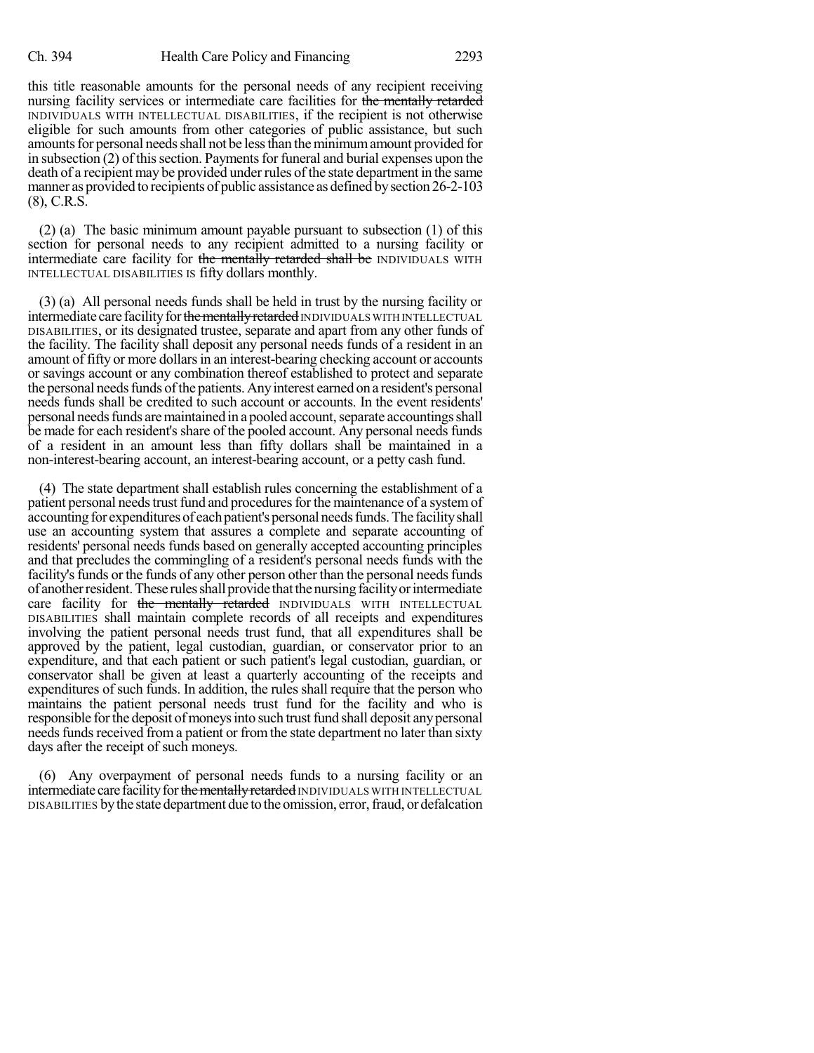this title reasonable amounts for the personal needs of any recipient receiving nursing facility services or intermediate care facilities for ~~the mentally retarded~~ INDIVIDUALS WITH INTELLECTUAL DISABILITIES, if the recipient is not otherwise eligible for such amounts from other categories of public assistance, but such amounts for personal needs shall not be less than the minimum amount provided for in subsection (2) of this section. Payments for funeral and burial expenses upon the death of a recipient may be provided under rules of the state department in the same manner as provided to recipients of public assistance as defined by section 26-2-103 (8), C.R.S.

(2) (a) The basic minimum amount payable pursuant to subsection (1) of this section for personal needs to any recipient admitted to a nursing facility or intermediate care facility for ~~the mentally retarded shall be~~ INDIVIDUALS WITH INTELLECTUAL DISABILITIES IS fifty dollars monthly.

(3) (a) All personal needs funds shall be held in trust by the nursing facility or intermediate care facility for ~~the mentally retarded~~ INDIVIDUALS WITH INTELLECTUAL DISABILITIES, or its designated trustee, separate and apart from any other funds of the facility. The facility shall deposit any personal needs funds of a resident in an amount of fifty or more dollars in an interest-bearing checking account or accounts or savings account or any combination thereof established to protect and separate the personal needs funds of the patients. Any interest earned on a resident's personal needs funds shall be credited to such account or accounts. In the event residents' personal needs funds are maintained in a pooled account, separate accountings shall be made for each resident's share of the pooled account. Any personal needs funds of a resident in an amount less than fifty dollars shall be maintained in a non-interest-bearing account, an interest-bearing account, or a petty cash fund.

(4) The state department shall establish rules concerning the establishment of a patient personal needs trust fund and procedures for the maintenance of a system of accounting for expenditures of each patient's personal needs funds. The facility shall use an accounting system that assures a complete and separate accounting of residents' personal needs funds based on generally accepted accounting principles and that precludes the commingling of a resident's personal needs funds with the facility's funds or the funds of any other person other than the personal needs funds of another resident. These rules shall provide that the nursing facility or intermediate care facility for ~~the mentally retarded~~ INDIVIDUALS WITH INTELLECTUAL DISABILITIES shall maintain complete records of all receipts and expenditures involving the patient personal needs trust fund, that all expenditures shall be approved by the patient, legal custodian, guardian, or conservator prior to an expenditure, and that each patient or such patient's legal custodian, guardian, or conservator shall be given at least a quarterly accounting of the receipts and expenditures of such funds. In addition, the rules shall require that the person who maintains the patient personal needs trust fund for the facility and who is responsible for the deposit of moneys into such trust fund shall deposit any personal needs funds received from a patient or from the state department no later than sixty days after the receipt of such moneys.

(6) Any overpayment of personal needs funds to a nursing facility or an intermediate care facility for ~~the mentally retarded~~ INDIVIDUALS WITH INTELLECTUAL DISABILITIES by the state department due to the omission, error, fraud, or defalcation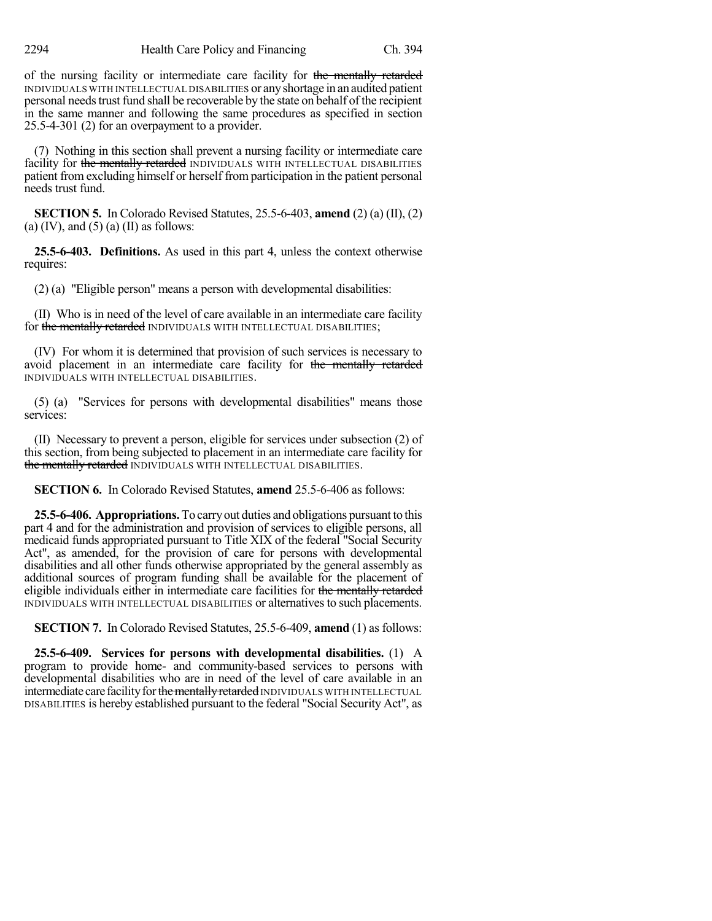of the nursing facility or intermediate care facility for ~~the mentally retarded~~ INDIVIDUALS WITH INTELLECTUAL DISABILITIES or any shortage in an audited patient personal needs trust fund shall be recoverable by the state on behalf of the recipient in the same manner and following the same procedures as specified in section 25.5-4-301 (2) for an overpayment to a provider.

(7) Nothing in this section shall prevent a nursing facility or intermediate care facility for ~~the mentally retarded~~ INDIVIDUALS WITH INTELLECTUAL DISABILITIES patient from excluding himself or herself from participation in the patient personal needs trust fund.

**SECTION 5.** In Colorado Revised Statutes, 25.5-6-403, **amend** (2) (a) (II), (2) (a) (IV), and (5) (a) (II) as follows:

**25.5-6-403. Definitions.** As used in this part 4, unless the context otherwise requires:

(2) (a) "Eligible person" means a person with developmental disabilities:

(II) Who is in need of the level of care available in an intermediate care facility for ~~the mentally retarded~~ INDIVIDUALS WITH INTELLECTUAL DISABILITIES;

(IV) For whom it is determined that provision of such services is necessary to avoid placement in an intermediate care facility for ~~the mentally retarded~~ INDIVIDUALS WITH INTELLECTUAL DISABILITIES.

(5) (a) "Services for persons with developmental disabilities" means those services:

(II) Necessary to prevent a person, eligible for services under subsection (2) of this section, from being subjected to placement in an intermediate care facility for ~~the mentally retarded~~ INDIVIDUALS WITH INTELLECTUAL DISABILITIES.

**SECTION 6.** In Colorado Revised Statutes, **amend** 25.5-6-406 as follows:

**25.5-6-406. Appropriations.** To carry out duties and obligations pursuant to this part 4 and for the administration and provision of services to eligible persons, all medicaid funds appropriated pursuant to Title XIX of the federal "Social Security Act", as amended, for the provision of care for persons with developmental disabilities and all other funds otherwise appropriated by the general assembly as additional sources of program funding shall be available for the placement of eligible individuals either in intermediate care facilities for ~~the mentally retarded~~ INDIVIDUALS WITH INTELLECTUAL DISABILITIES or alternatives to such placements.

**SECTION 7.** In Colorado Revised Statutes, 25.5-6-409, **amend** (1) as follows:

**25.5-6-409. Services for persons with developmental disabilities.** (1) A program to provide home- and community-based services to persons with developmental disabilities who are in need of the level of care available in an intermediate care facility for ~~the mentally retarded~~ INDIVIDUALS WITH INTELLECTUAL DISABILITIES is hereby established pursuant to the federal "Social Security Act", as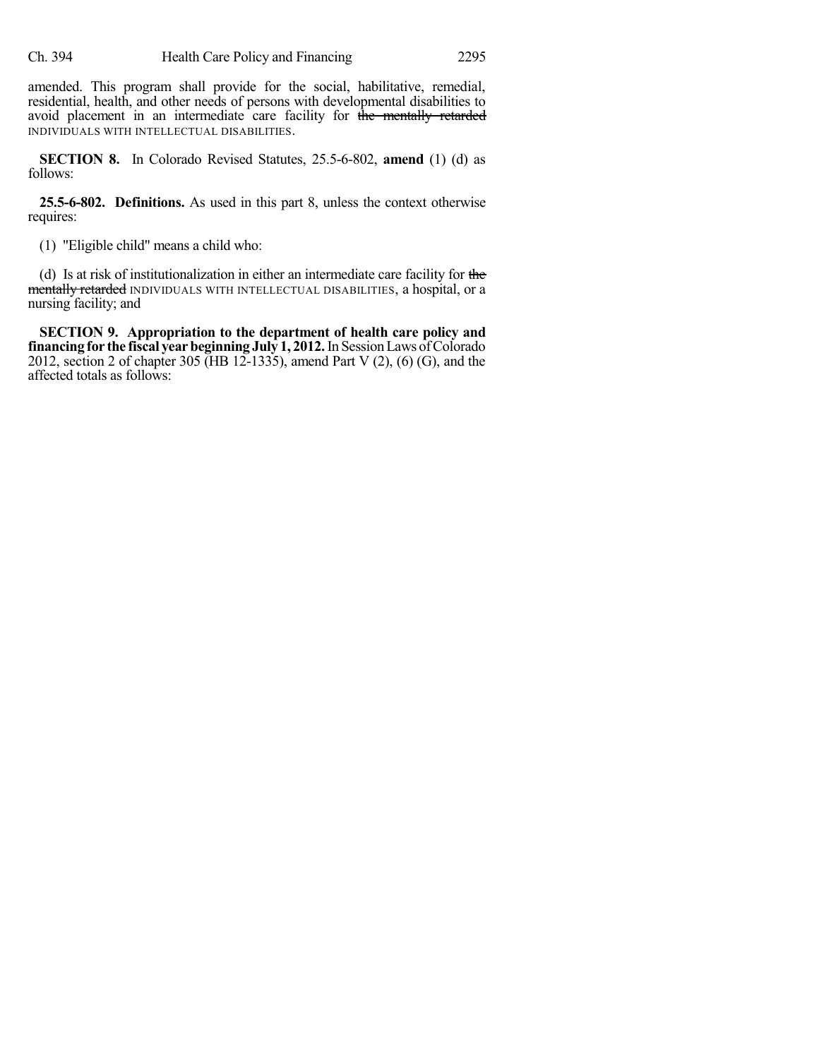amended. This program shall provide for the social, habilitative, remedial, residential, health, and other needs of persons with developmental disabilities to avoid placement in an intermediate care facility for ~~the mentally retarded~~ INDIVIDUALS WITH INTELLECTUAL DISABILITIES.

**SECTION 8.** In Colorado Revised Statutes, 25.5-6-802, **amend** (1) (d) as follows:

**25.5-6-802. Definitions.** As used in this part 8, unless the context otherwise requires:

(1) "Eligible child" means a child who:

(d) Is at risk of institutionalization in either an intermediate care facility for ~~the mentally retarded~~ INDIVIDUALS WITH INTELLECTUAL DISABILITIES, a hospital, or a nursing facility; and

**SECTION 9. Appropriation to the department of health care policy and financing for the fiscal year beginning July 1, 2012.** In Session Laws of Colorado 2012, section 2 of chapter 305 (HB 12-1335), amend Part V (2), (6) (G), and the affected totals as follows: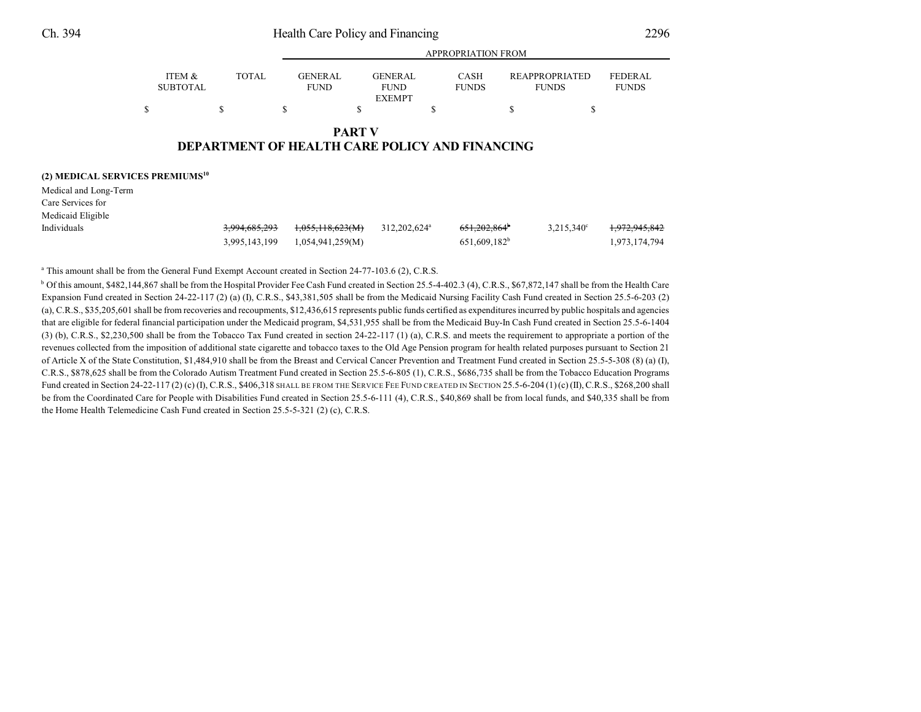| | ITEM & SUBTOTAL | TOTAL | GENERAL FUND | GENERAL FUND EXEMPT | CASH FUNDS | REAPPROPRIATED FUNDS | FEDERAL FUNDS |
|---|---|---|---|---|---|---|---|
| | | | APPROPRIATION FROM | | | | |
| | $ | $ | $ | $ | $ | $ | $ |

# PART V
# DEPARTMENT OF HEALTH CARE POLICY AND FINANCING

**(2) MEDICAL SERVICES PREMIUMS**[10]

| | ITEM & SUBTOTAL | TOTAL | GENERAL FUND | GENERAL FUND EXEMPT | CASH FUNDS | REAPPROPRIATED FUNDS | FEDERAL FUNDS |
|---|---|---|---|---|---|---|---|
| Medical and Long-Term Care Services for Medicaid Eligible Individuals | | ~~3,994,685,293~~ | ~~1,055,118,623(M)~~ | 312,202,624[a] | ~~651,202,864[b]~~ | 3,215,340[c] | ~~1,972,945,842~~ |
| | | 3,995,143,199 | 1,054,941,259(M) | | 651,609,182[b] | | 1,973,174,794 |

[a] This amount shall be from the General Fund Exempt Account created in Section 24-77-103.6 (2), C.R.S.

[b] Of this amount, $482,144,867 shall be from the Hospital Provider Fee Cash Fund created in Section 25.5-4-402.3 (4), C.R.S., $67,872,147 shall be from the Health Care Expansion Fund created in Section 24-22-117 (2) (a) (I), C.R.S., $43,381,505 shall be from the Medicaid Nursing Facility Cash Fund created in Section 25.5-6-203 (2) (a), C.R.S., $35,205,601 shall be from recoveries and recoupments, $12,436,615 represents public funds certified as expenditures incurred by public hospitals and agencies that are eligible for federal financial participation under the Medicaid program, $4,531,955 shall be from the Medicaid Buy-In Cash Fund created in Section 25.5-6-1404 (3) (b), C.R.S., $2,230,500 shall be from the Tobacco Tax Fund created in section 24-22-117 (1) (a), C.R.S. and meets the requirement to appropriate a portion of the revenues collected from the imposition of additional state cigarette and tobacco taxes to the Old Age Pension program for health related purposes pursuant to Section 21 of Article X of the State Constitution, $1,484,910 shall be from the Breast and Cervical Cancer Prevention and Treatment Fund created in Section 25.5-5-308 (8) (a) (I), C.R.S., $878,625 shall be from the Colorado Autism Treatment Fund created in Section 25.5-6-805 (1), C.R.S., $686,735 shall be from the Tobacco Education Programs Fund created in Section 24-22-117 (2) (c) (I), C.R.S., $406,318 SHALL BE FROM THE SERVICE FEE FUND CREATED IN SECTION 25.5-6-204 (1) (c) (II), C.R.S., $268,200 shall be from the Coordinated Care for People with Disabilities Fund created in Section 25.5-6-111 (4), C.R.S., $40,869 shall be from local funds, and $40,335 shall be from the Home Health Telemedicine Cash Fund created in Section 25.5-5-321 (2) (c), C.R.S.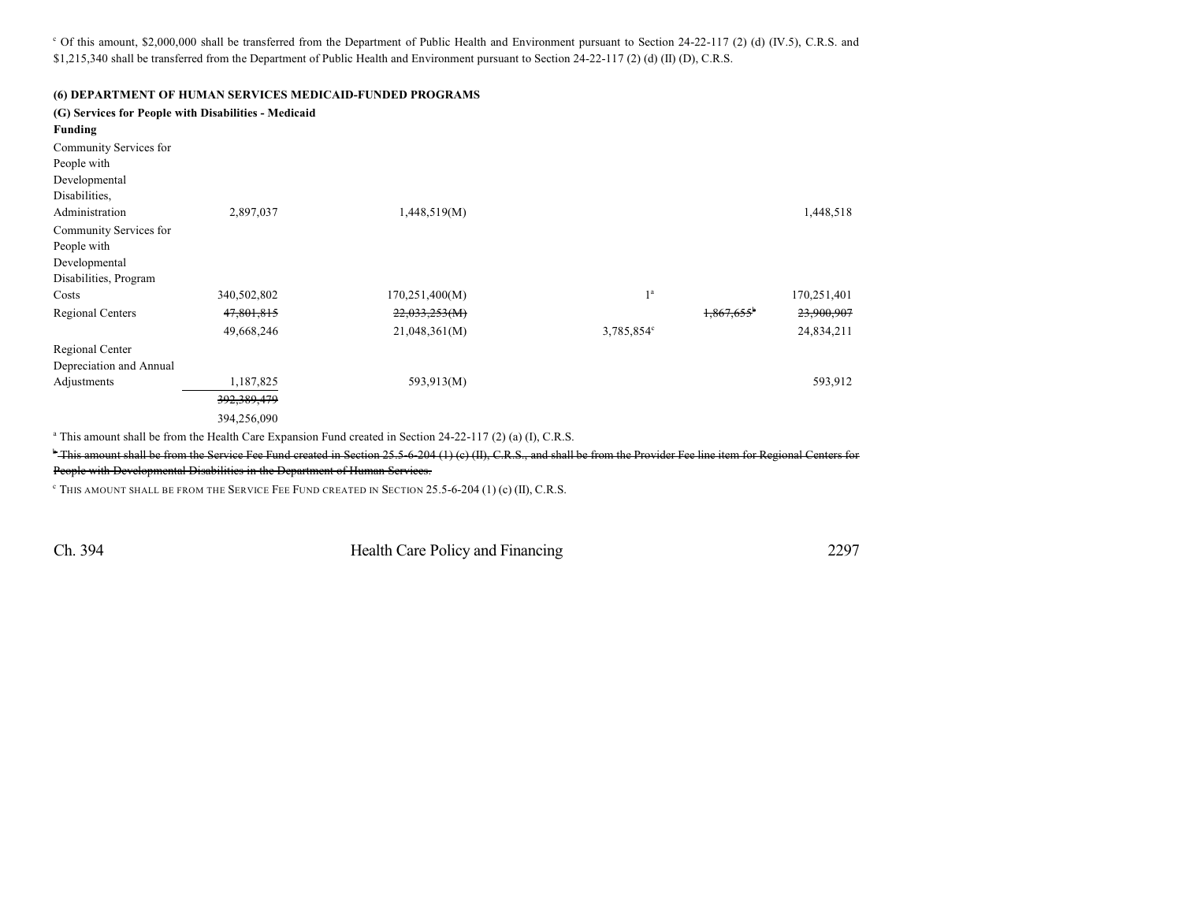[c] Of this amount, $2,000,000 shall be transferred from the Department of Public Health and Environment pursuant to Section 24-22-117 (2) (d) (IV.5), C.R.S. and $1,215,340 shall be transferred from the Department of Public Health and Environment pursuant to Section 24-22-117 (2) (d) (II) (D), C.R.S.

**(6) DEPARTMENT OF HUMAN SERVICES MEDICAID-FUNDED PROGRAMS**

**(G) Services for People with Disabilities - Medicaid Funding**

| | | | | | |
|---|---|---|---|---|---|
| Community Services for People with Developmental Disabilities, Administration | 2,897,037 | 1,448,519(M) | | | 1,448,518 |
| Community Services for People with Developmental Disabilities, Program Costs | 340,502,802 | 170,251,400(M) | 1[a] | | 170,251,401 |
| Regional Centers | ~~47,801,815~~ | ~~22,033,253(M)~~ | | ~~1,867,655~~[b] | ~~23,900,907~~ |
| | 49,668,246 | 21,048,361(M) | 3,785,854[c] | | 24,834,211 |
| Regional Center Depreciation and Annual Adjustments | 1,187,825 | 593,913(M) | | | 593,912 |
| | ~~392,389,479~~ | | | | |
| | 394,256,090 | | | | |

[a] This amount shall be from the Health Care Expansion Fund created in Section 24-22-117 (2) (a) (I), C.R.S.

~~[b] This amount shall be from the Service Fee Fund created in Section 25.5-6-204 (1) (c) (II), C.R.S., and shall be from the Provider Fee line item for Regional Centers for People with Developmental Disabilities in the Department of Human Services.~~

[c] THIS AMOUNT SHALL BE FROM THE SERVICE FEE FUND CREATED IN SECTION 25.5-6-204 (1) (c) (II), C.R.S.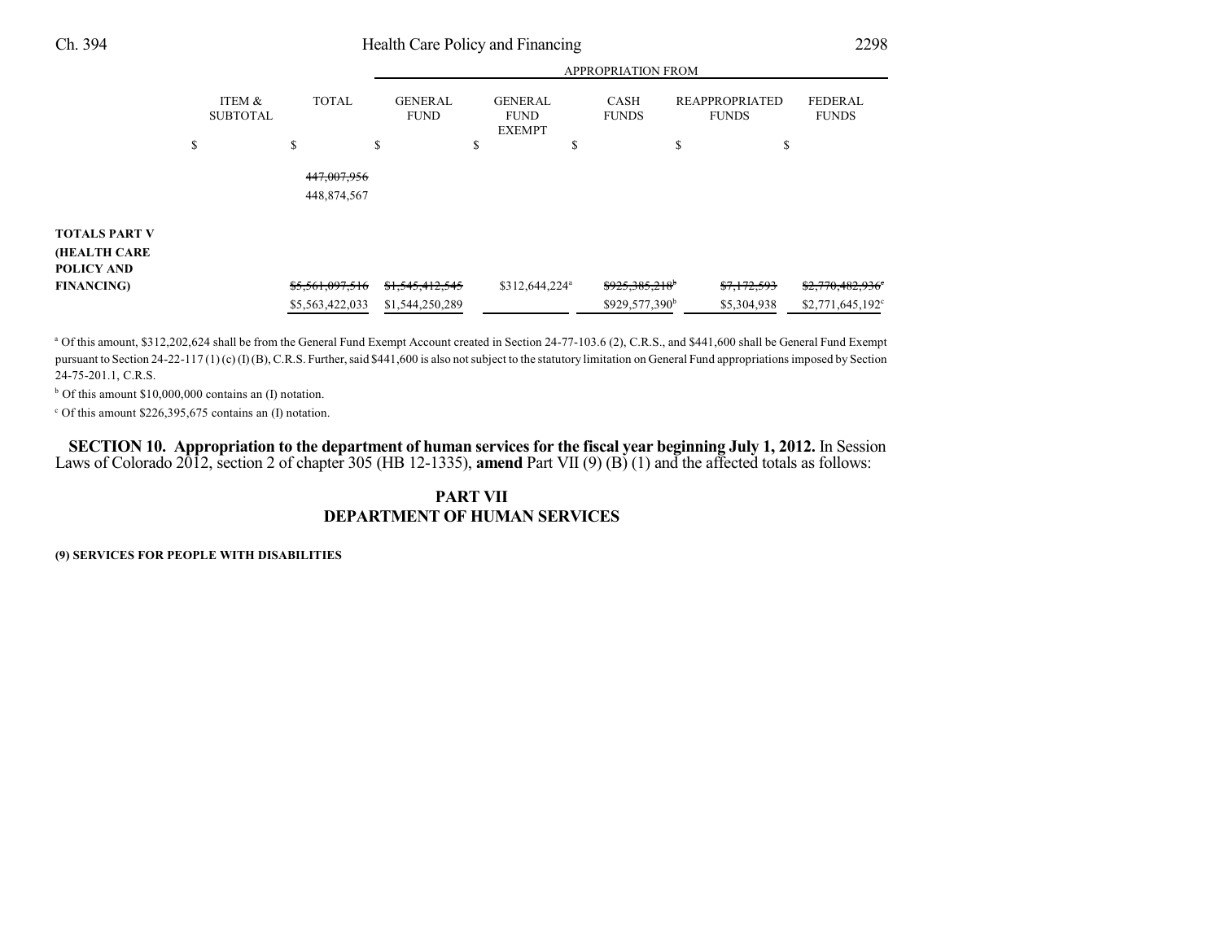| | ITEM & SUBTOTAL | TOTAL | GENERAL FUND | GENERAL FUND EXEMPT | CASH FUNDS | REAPPROPRIATED FUNDS | FEDERAL FUNDS |
|---|---|---|---|---|---|---|---|
| | | | APPROPRIATION FROM | | | | |
| | $ | $ | $ | $ | $ | $ | $ |
| | | ~~447,007,956~~ 448,874,567 | | | | | |
| **TOTALS PART V (HEALTH CARE POLICY AND FINANCING)** | | ~~$5,561,097,516~~ $5,563,422,033 | ~~$1,545,412,545~~ $1,544,250,289 | $312,644,224[a] | ~~$925,385,218[b]~~ $929,577,390[b] | ~~$7,172,593~~ $5,304,938 | ~~$2,770,482,936[c]~~ $2,771,645,192[c] |

[a] Of this amount, $312,202,624 shall be from the General Fund Exempt Account created in Section 24-77-103.6 (2), C.R.S., and $441,600 shall be General Fund Exempt pursuant to Section 24-22-117 (1) (c) (I) (B), C.R.S. Further, said $441,600 is also not subject to the statutory limitation on General Fund appropriations imposed by Section 24-75-201.1, C.R.S.

[b] Of this amount $10,000,000 contains an (I) notation.

[c] Of this amount $226,395,675 contains an (I) notation.

**SECTION 10. Appropriation to the department of human services for the fiscal year beginning July 1, 2012.** In Session Laws of Colorado 2012, section 2 of chapter 305 (HB 12-1335), **amend** Part VII (9) (B) (1) and the affected totals as follows:

## PART VII
## DEPARTMENT OF HUMAN SERVICES

**(9) SERVICES FOR PEOPLE WITH DISABILITIES**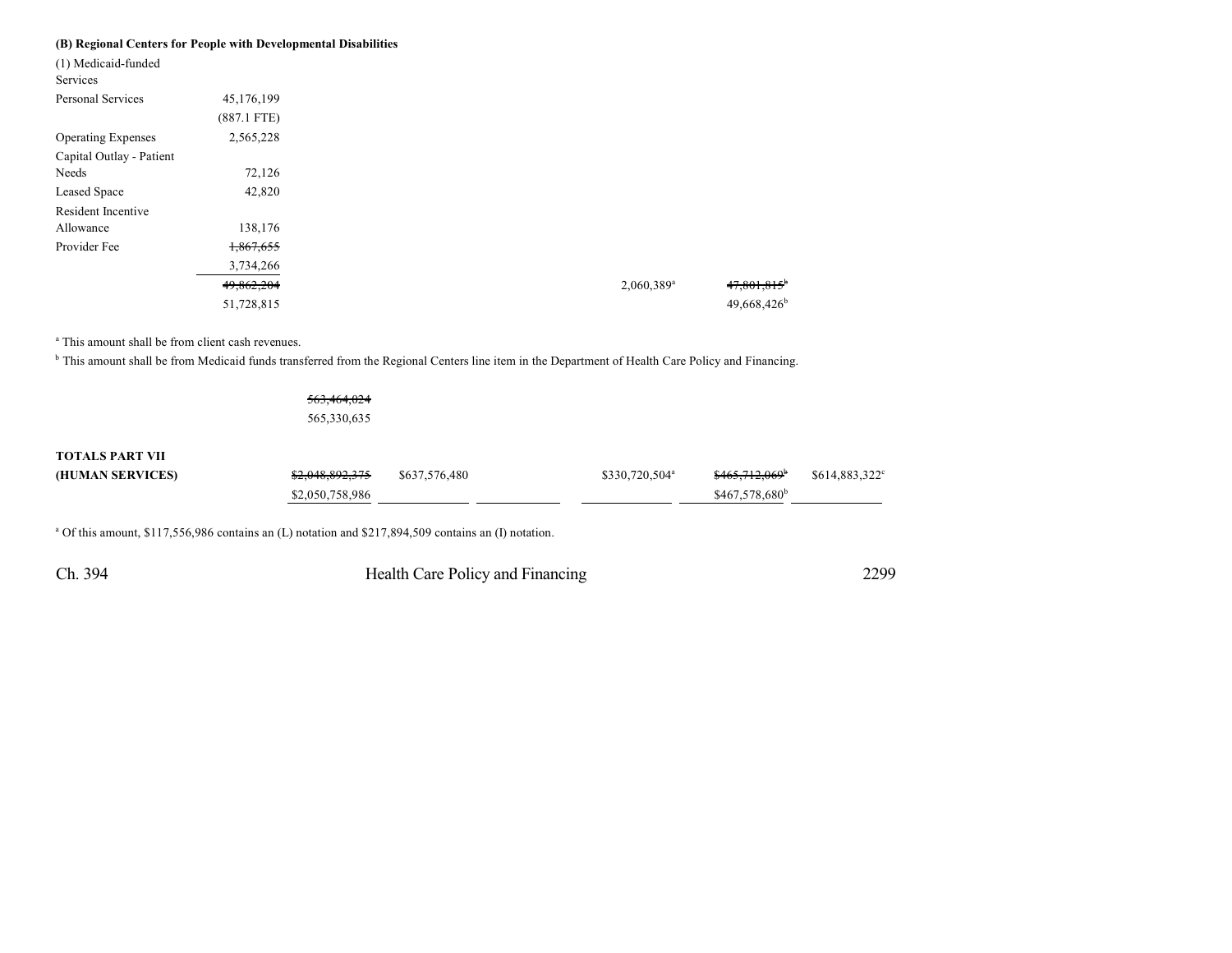**(B) Regional Centers for People with Developmental Disabilities**

| | | | | | | |
|---|---|---|---|---|---|---|
| (1) Medicaid-funded Services | | | | | | |
| Personal Services | 45,176,199 | | | | | |
| | (887.1 FTE) | | | | | |
| Operating Expenses | 2,565,228 | | | | | |
| Capital Outlay - Patient Needs | 72,126 | | | | | |
| Leased Space | 42,820 | | | | | |
| Resident Incentive Allowance | 138,176 | | | | | |
| Provider Fee | ~~1,867,655~~ 3,734,266 | | | | | |
| | ~~49,862,204~~ 51,728,815 | | | 2,060,389[a] | ~~47,801,815[b]~~ 49,668,426[b] | |

[a] This amount shall be from client cash revenues.

[b] This amount shall be from Medicaid funds transferred from the Regional Centers line item in the Department of Health Care Policy and Financing.

| | | | | | | |
|---|---|---|---|---|---|---|
| | ~~563,464,024~~ 565,330,635 | | | | | |
| **TOTALS PART VII (HUMAN SERVICES)** | ~~$2,048,892,375~~ $2,050,758,986 | $637,576,480 | | $330,720,504[a] | ~~$465,712,069[b]~~ $467,578,680[b] | $614,883,322[c] |

[a] Of this amount, $117,556,986 contains an (L) notation and $217,894,509 contains an (I) notation.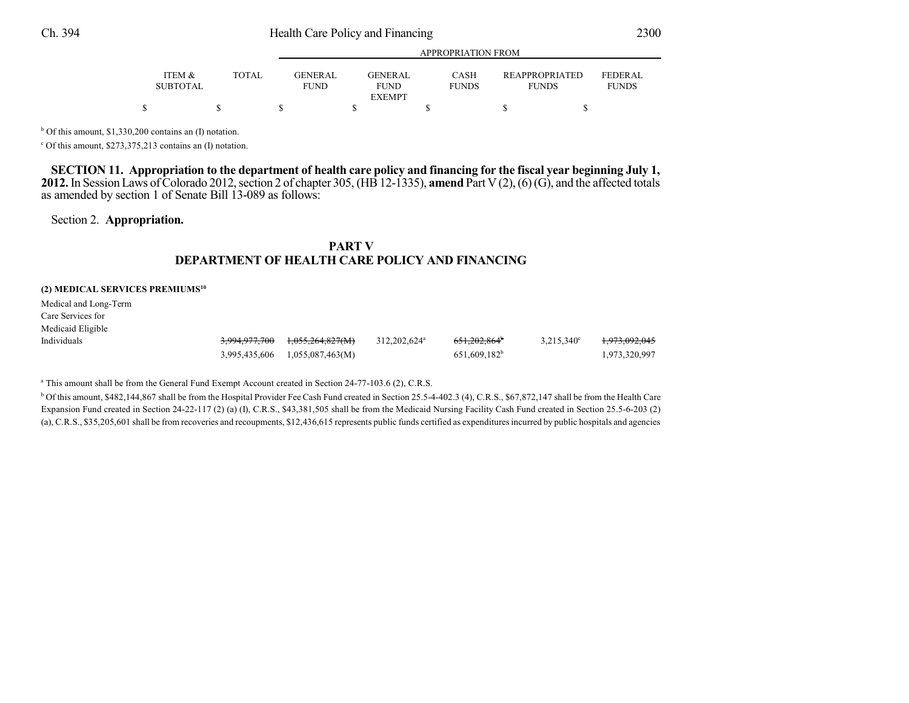| ITEM & SUBTOTAL | TOTAL | GENERAL FUND | GENERAL FUND EXEMPT | CASH FUNDS | REAPPROPRIATED FUNDS | FEDERAL FUNDS |
|---|---|---|---|---|---|---|
| $ | $ | $ | $ | $ | $ | $ |

[b] Of this amount, $1,330,200 contains an (I) notation.

[c] Of this amount, $273,375,213 contains an (I) notation.

**SECTION 11. Appropriation to the department of health care policy and financing for the fiscal year beginning July 1, 2012.** In Session Laws of Colorado 2012, section 2 of chapter 305, (HB 12-1335), **amend** Part V (2), (6) (G), and the affected totals as amended by section 1 of Senate Bill 13-089 as follows:

Section 2. **Appropriation.**

## PART V
## DEPARTMENT OF HEALTH CARE POLICY AND FINANCING

**(2) MEDICAL SERVICES PREMIUMS[10]**

| | ITEM & SUBTOTAL | TOTAL | GENERAL FUND | GENERAL FUND EXEMPT | CASH FUNDS | REAPPROPRIATED FUNDS | FEDERAL FUNDS |
|---|---|---|---|---|---|---|---|
| Medical and Long-Term Care Services for Medicaid Eligible Individuals | ~~3,994,977,700~~ | ~~1,055,264,827(M)~~ | 312,202,624[a] | ~~651,202,864[b]~~ | 3,215,340[c] | ~~1,973,092,045~~ | |
| | 3,995,435,606 | 1,055,087,463(M) | | 651,609,182[b] | | 1,973,320,997 | |

[a] This amount shall be from the General Fund Exempt Account created in Section 24-77-103.6 (2), C.R.S.

[b] Of this amount, $482,144,867 shall be from the Hospital Provider Fee Cash Fund created in Section 25.5-4-402.3 (4), C.R.S., $67,872,147 shall be from the Health Care Expansion Fund created in Section 24-22-117 (2) (a) (I), C.R.S., $43,381,505 shall be from the Medicaid Nursing Facility Cash Fund created in Section 25.5-6-203 (2) (a), C.R.S., $35,205,601 shall be from recoveries and recoupments, $12,436,615 represents public funds certified as expenditures incurred by public hospitals and agencies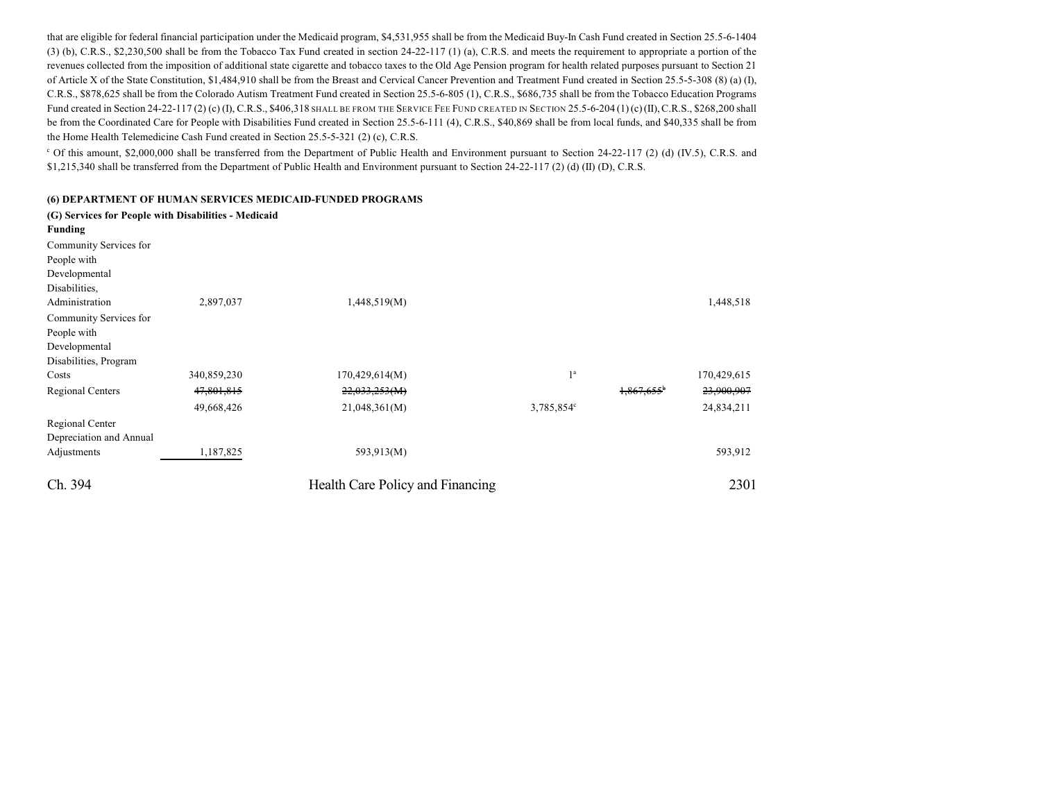that are eligible for federal financial participation under the Medicaid program, $4,531,955 shall be from the Medicaid Buy-In Cash Fund created in Section 25.5-6-1404 (3) (b), C.R.S., $2,230,500 shall be from the Tobacco Tax Fund created in section 24-22-117 (1) (a), C.R.S. and meets the requirement to appropriate a portion of the revenues collected from the imposition of additional state cigarette and tobacco taxes to the Old Age Pension program for health related purposes pursuant to Section 21 of Article X of the State Constitution, $1,484,910 shall be from the Breast and Cervical Cancer Prevention and Treatment Fund created in Section 25.5-5-308 (8) (a) (I), C.R.S., $878,625 shall be from the Colorado Autism Treatment Fund created in Section 25.5-6-805 (1), C.R.S., $686,735 shall be from the Tobacco Education Programs Fund created in Section 24-22-117 (2) (c) (I), C.R.S., $406,318 SHALL BE FROM THE SERVICE FEE FUND CREATED IN SECTION 25.5-6-204 (1) (c) (II), C.R.S., $268,200 shall be from the Coordinated Care for People with Disabilities Fund created in Section 25.5-6-111 (4), C.R.S., $40,869 shall be from local funds, and $40,335 shall be from the Home Health Telemedicine Cash Fund created in Section 25.5-5-321 (2) (c), C.R.S.

[c] Of this amount, $2,000,000 shall be transferred from the Department of Public Health and Environment pursuant to Section 24-22-117 (2) (d) (IV.5), C.R.S. and $1,215,340 shall be transferred from the Department of Public Health and Environment pursuant to Section 24-22-117 (2) (d) (II) (D), C.R.S.

**(6) DEPARTMENT OF HUMAN SERVICES MEDICAID-FUNDED PROGRAMS**

**(G) Services for People with Disabilities - Medicaid Funding**

| | | | | | |
|---|---|---|---|---|---|
| Community Services for People with Developmental Disabilities, Administration | 2,897,037 | 1,448,519(M) | | | 1,448,518 |
| Community Services for People with Developmental Disabilities, Program Costs | 340,859,230 | 170,429,614(M) | 1[a] | | 170,429,615 |
| Regional Centers | ~~47,801,815~~ | ~~22,033,253(M)~~ | | ~~1,867,655[b]~~ | ~~23,900,907~~ |
| | 49,668,426 | 21,048,361(M) | 3,785,854[c] | | 24,834,211 |
| Regional Center Depreciation and Annual Adjustments | 1,187,825 | 593,913(M) | | | 593,912 |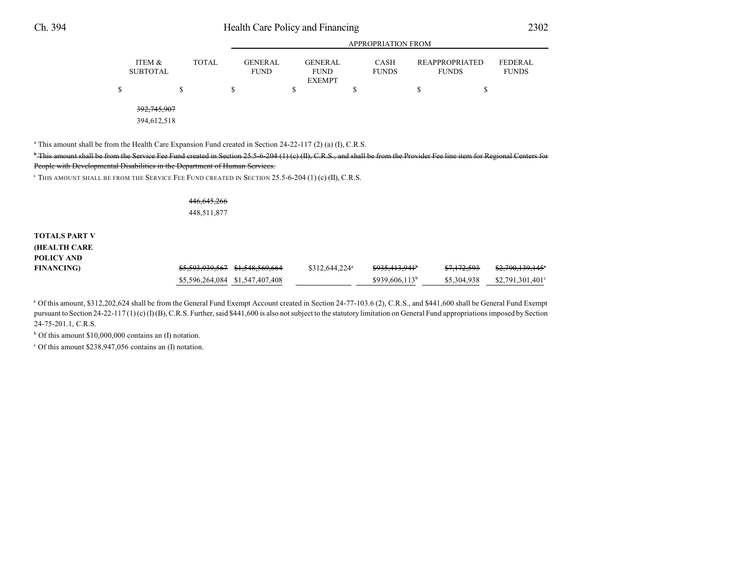| | ITEM & SUBTOTAL | TOTAL | GENERAL FUND | GENERAL FUND EXEMPT | CASH FUNDS | REAPPROPRIATED FUNDS | FEDERAL FUNDS |
|---|---|---|---|---|---|---|---|
| | | | APPROPRIATION FROM | | | | |
| | $ | $ | $ | $ | $ | $ | $ |
| | ~~392,745,907~~ 394,612,518 | | | | | | |

[a] This amount shall be from the Health Care Expansion Fund created in Section 24-22-117 (2) (a) (I), C.R.S.

~~[b] This amount shall be from the Service Fee Fund created in Section 25.5-6-204 (1) (c) (II), C.R.S., and shall be from the Provider Fee line item for Regional Centers for People with Developmental Disabilities in the Department of Human Services.~~

[c] THIS AMOUNT SHALL BE FROM THE SERVICE FEE FUND CREATED IN SECTION 25.5-6-204 (1) (c) (II), C.R.S.

| | ITEM & SUBTOTAL | TOTAL | GENERAL FUND | GENERAL FUND EXEMPT | CASH FUNDS | REAPPROPRIATED FUNDS | FEDERAL FUNDS |
|---|---|---|---|---|---|---|---|
| | | ~~446,645,266~~ 448,511,877 | | | | | |
| **TOTALS PART V (HEALTH CARE POLICY AND FINANCING)** | | ~~$5,593,939,567~~ $5,596,264,084 | ~~$1,548,569,664~~ $1,547,407,408 | $312,644,224[a] | ~~$935,413,941[b]~~ $939,606,113[b] | ~~$7,172,593~~ $5,304,938 | ~~$2,790,139,145[c]~~ $2,791,301,401[c] |

[a] Of this amount, $312,202,624 shall be from the General Fund Exempt Account created in Section 24-77-103.6 (2), C.R.S., and $441,600 shall be General Fund Exempt pursuant to Section 24-22-117 (1) (c) (I) (B), C.R.S. Further, said $441,600 is also not subject to the statutory limitation on General Fund appropriations imposed by Section 24-75-201.1, C.R.S.

[b] Of this amount $10,000,000 contains an (I) notation.

[c] Of this amount $238,947,056 contains an (I) notation.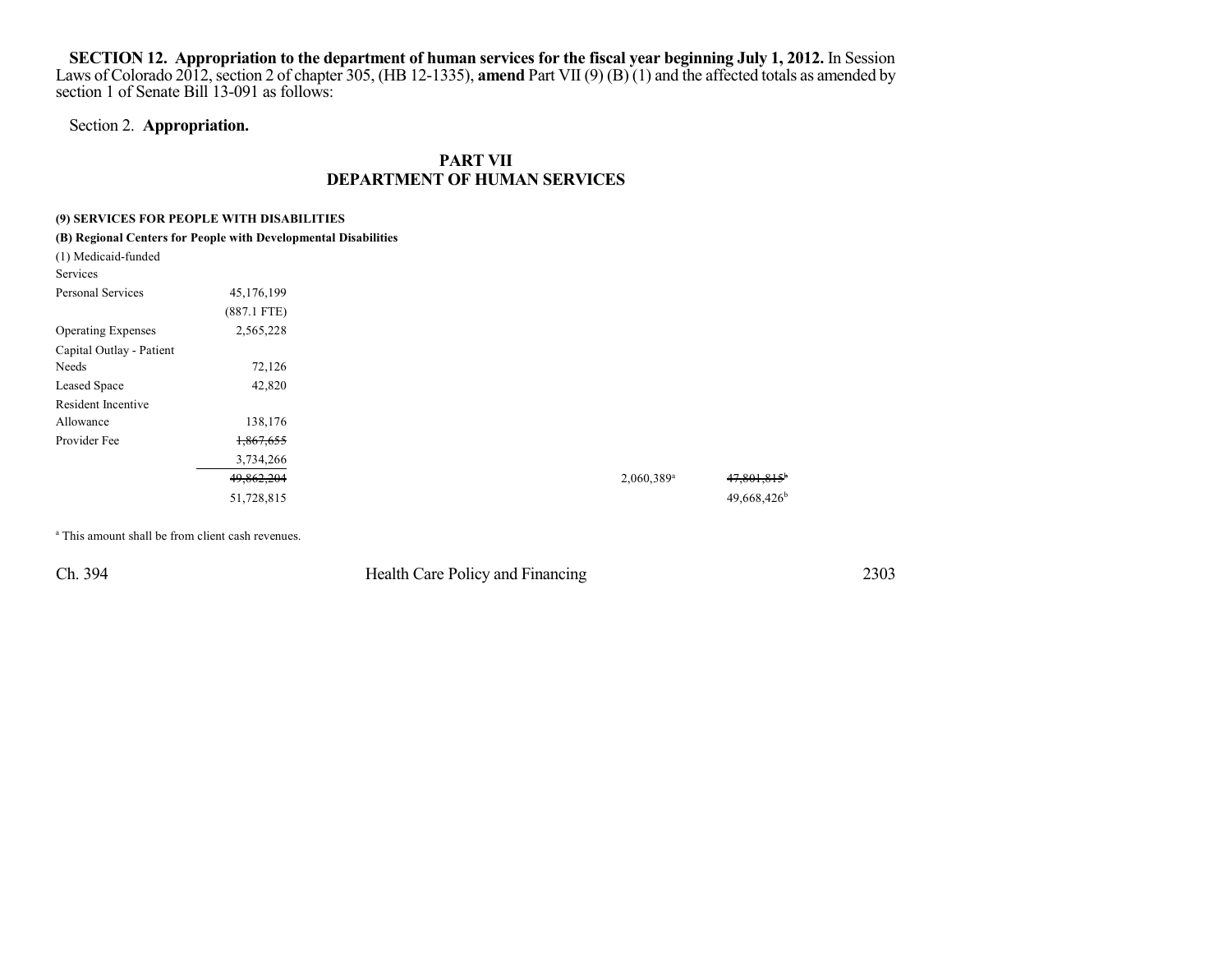**SECTION 12. Appropriation to the department of human services for the fiscal year beginning July 1, 2012.** In Session Laws of Colorado 2012, section 2 of chapter 305, (HB 12-1335), **amend** Part VII (9) (B) (1) and the affected totals as amended by section 1 of Senate Bill 13-091 as follows:

Section 2. **Appropriation.**

## PART VII
## DEPARTMENT OF HUMAN SERVICES

**(9) SERVICES FOR PEOPLE WITH DISABILITIES**

**(B) Regional Centers for People with Developmental Disabilities**

| | | | |
|---|---|---|---|
| (1) Medicaid-funded Services | | | |
| Personal Services | 45,176,199 | | |
| | (887.1 FTE) | | |
| Operating Expenses | 2,565,228 | | |
| Capital Outlay - Patient Needs | 72,126 | | |
| Leased Space | 42,820 | | |
| Resident Incentive Allowance | 138,176 | | |
| Provider Fee | ~~1,867,655~~ | | |
| | 3,734,266 | | |
| | ~~49,862,204~~ | 2,060,389[a] | ~~47,801,815~~[b] |
| | 51,728,815 | | 49,668,426[b] |

[a] This amount shall be from client cash revenues.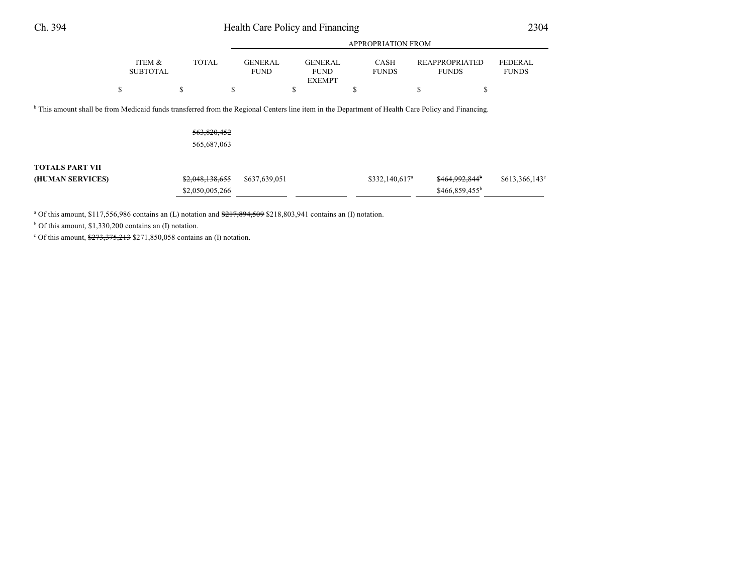| | ITEM & SUBTOTAL | TOTAL | APPROPRIATION FROM GENERAL FUND | GENERAL FUND EXEMPT | CASH FUNDS | REAPPROPRIATED FUNDS | FEDERAL FUNDS |
|---|---|---|---|---|---|---|---|
| | $ | $ | $ | $ | $ | $ | $ |

[b] This amount shall be from Medicaid funds transferred from the Regional Centers line item in the Department of Health Care Policy and Financing.

| | ITEM & SUBTOTAL | TOTAL | GENERAL FUND | GENERAL FUND EXEMPT | CASH FUNDS | REAPPROPRIATED FUNDS | FEDERAL FUNDS |
|---|---|---|---|---|---|---|---|
| | | ~~563,820,452~~ 565,687,063 | | | | | |
| **TOTALS PART VII (HUMAN SERVICES)** | | ~~$2,048,138,655~~ $2,050,005,266 | $637,639,051 | | $332,140,617[a] | ~~$464,992,844[b]~~ $466,859,455[b] | $613,366,143[c] |

[a] Of this amount, $117,556,986 contains an (L) notation and ~~$217,894,509~~ $218,803,941 contains an (I) notation.

[b] Of this amount, $1,330,200 contains an (I) notation.

[c] Of this amount, ~~$273,375,213~~ $271,850,058 contains an (I) notation.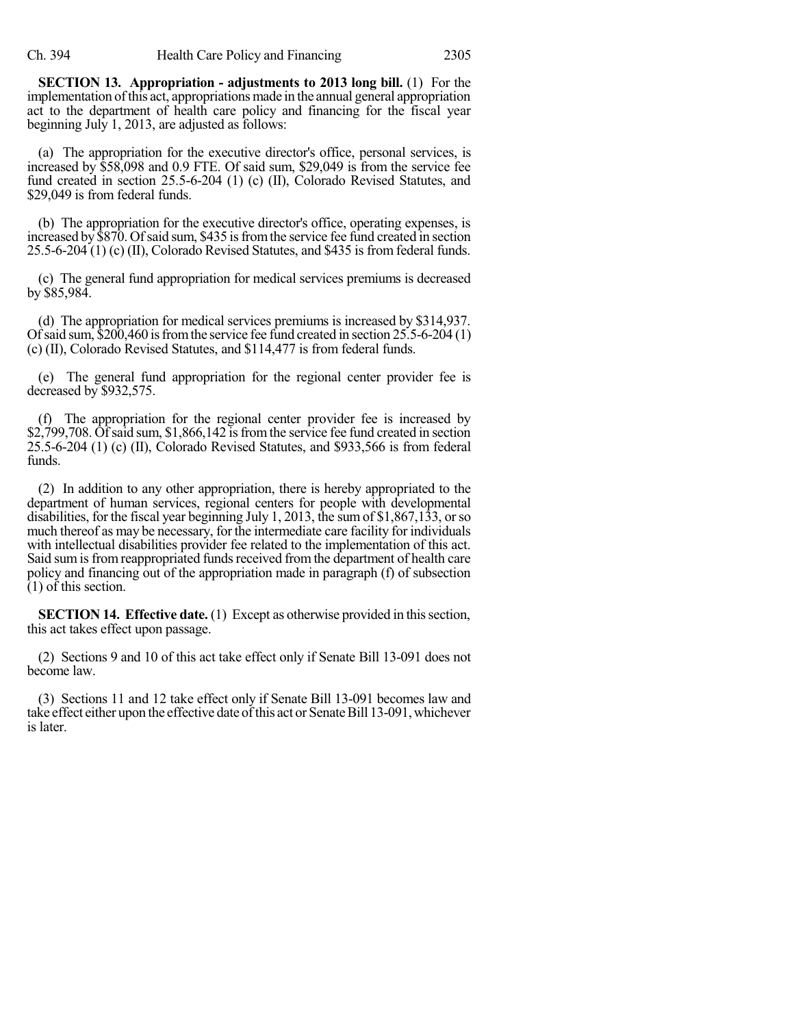**SECTION 13. Appropriation - adjustments to 2013 long bill.** (1) For the implementation of this act, appropriations made in the annual general appropriation act to the department of health care policy and financing for the fiscal year beginning July 1, 2013, are adjusted as follows:

(a) The appropriation for the executive director's office, personal services, is increased by $58,098 and 0.9 FTE. Of said sum, $29,049 is from the service fee fund created in section 25.5-6-204 (1) (c) (II), Colorado Revised Statutes, and $29,049 is from federal funds.

(b) The appropriation for the executive director's office, operating expenses, is increased by $870. Of said sum, $435 is from the service fee fund created in section 25.5-6-204 (1) (c) (II), Colorado Revised Statutes, and $435 is from federal funds.

(c) The general fund appropriation for medical services premiums is decreased by $85,984.

(d) The appropriation for medical services premiums is increased by $314,937. Of said sum, $200,460 is from the service fee fund created in section 25.5-6-204 (1) (c) (II), Colorado Revised Statutes, and $114,477 is from federal funds.

(e) The general fund appropriation for the regional center provider fee is decreased by $932,575.

(f) The appropriation for the regional center provider fee is increased by $2,799,708. Of said sum, $1,866,142 is from the service fee fund created in section 25.5-6-204 (1) (c) (II), Colorado Revised Statutes, and $933,566 is from federal funds.

(2) In addition to any other appropriation, there is hereby appropriated to the department of human services, regional centers for people with developmental disabilities, for the fiscal year beginning July 1, 2013, the sum of $1,867,133, or so much thereof as may be necessary, for the intermediate care facility for individuals with intellectual disabilities provider fee related to the implementation of this act. Said sum is from reappropriated funds received from the department of health care policy and financing out of the appropriation made in paragraph (f) of subsection (1) of this section.

**SECTION 14. Effective date.** (1) Except as otherwise provided in this section, this act takes effect upon passage.

(2) Sections 9 and 10 of this act take effect only if Senate Bill 13-091 does not become law.

(3) Sections 11 and 12 take effect only if Senate Bill 13-091 becomes law and take effect either upon the effective date of this act or Senate Bill 13-091, whichever is later.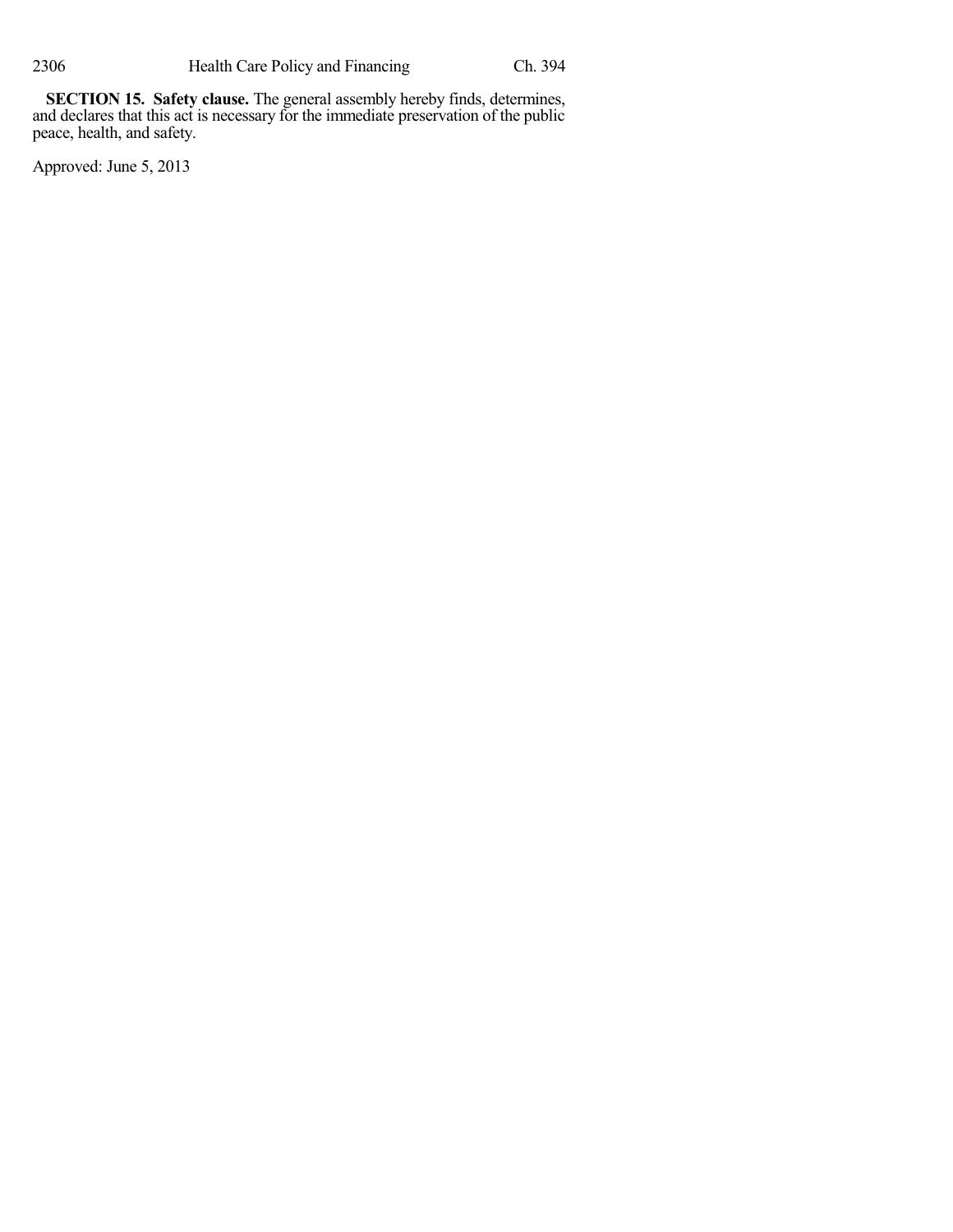**SECTION 15. Safety clause.** The general assembly hereby finds, determines, and declares that this act is necessary for the immediate preservation of the public peace, health, and safety.

Approved: June 5, 2013